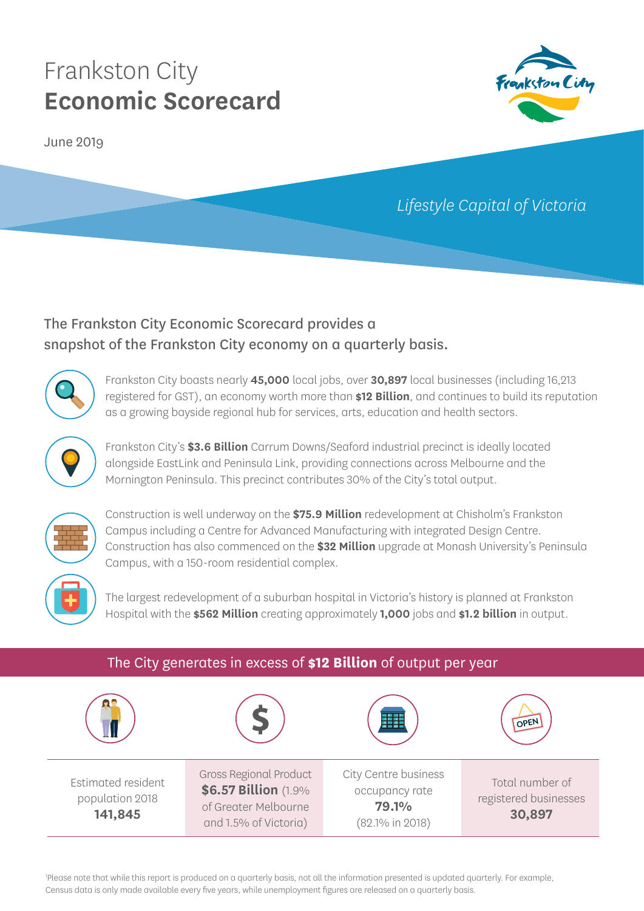# Frankston City
# **Economic Scorecard**

June 2019

*Lifestyle Capital of Victoria*

## The Frankston City Economic Scorecard provides a snapshot of the Frankston City economy on a quarterly basis.

Frankston City boasts nearly **45,000** local jobs, over **30,897** local businesses (including 16,213 registered for GST), an economy worth more than **$12 Billion**, and continues to build its reputation as a growing bayside regional hub for services, arts, education and health sectors.

Frankston City's **$3.6 Billion** Carrum Downs/Seaford industrial precinct is ideally located alongside EastLink and Peninsula Link, providing connections across Melbourne and the Mornington Peninsula. This precinct contributes 30% of the City's total output.

Construction is well underway on the **$75.9 Million** redevelopment at Chisholm's Frankston Campus including a Centre for Advanced Manufacturing with integrated Design Centre. Construction has also commenced on the **$32 Million** upgrade at Monash University's Peninsula Campus, with a 150-room residential complex.

The largest redevelopment of a suburban hospital in Victoria's history is planned at Frankston Hospital with the **$562 Million** creating approximately **1,000** jobs and **$1.2 billion** in output.

## The City generates in excess of **$12 Billion** of output per year

| Estimated resident population 2018 | Gross Regional Product | City Centre business occupancy rate | Total number of registered businesses |
|---|---|---|---|
| **141,845** | **$6.57 Billion** (1.9% of Greater Melbourne and 1.5% of Victoria) | **79.1%** (82.1% in 2018) | **30,897** |

[1]Please note that while this report is produced on a quarterly basis, not all the information presented is updated quarterly. For example, Census data is only made available every five years, while unemployment figures are released on a quarterly basis.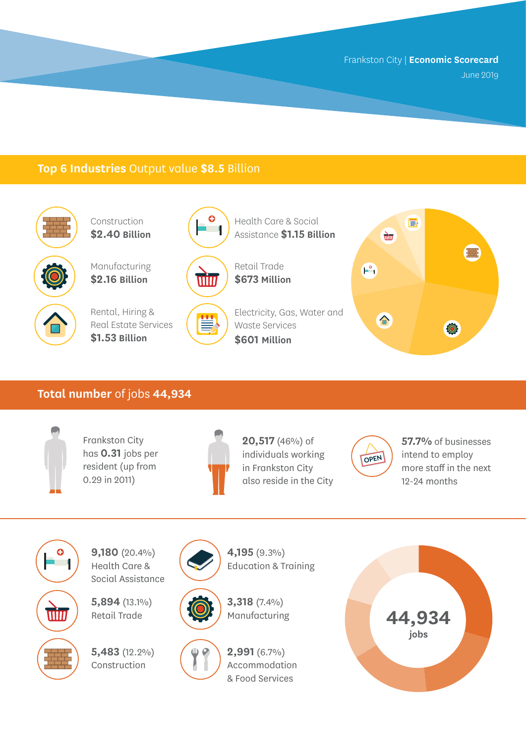Frankston City | **Economic Scorecard**
June 2019

## **Top 6 Industries** Output value **$8.5** Billion

- Construction **$2.40 Billion**
- Health Care & Social Assistance **$1.15 Billion**
- Manufacturing **$2.16 Billion**
- Retail Trade **$673 Million**
- Rental, Hiring & Real Estate Services **$1.53 Billion**
- Electricity, Gas, Water and Waste Services **$601 Million**

## **Total number** of jobs **44,934**

Frankston City has **0.31** jobs per resident (up from 0.29 in 2011)

**20,517** (46%) of individuals working in Frankston City also reside in the City

**57.7%** of businesses intend to employ more staff in the next 12-24 months

- **9,180** (20.4%) Health Care & Social Assistance
- **4,195** (9.3%) Education & Training
- **5,894** (13.1%) Retail Trade
- **3,318** (7.4%) Manufacturing
- **5,483** (12.2%) Construction
- **2,991** (6.7%) Accommodation & Food Services

**44,934** jobs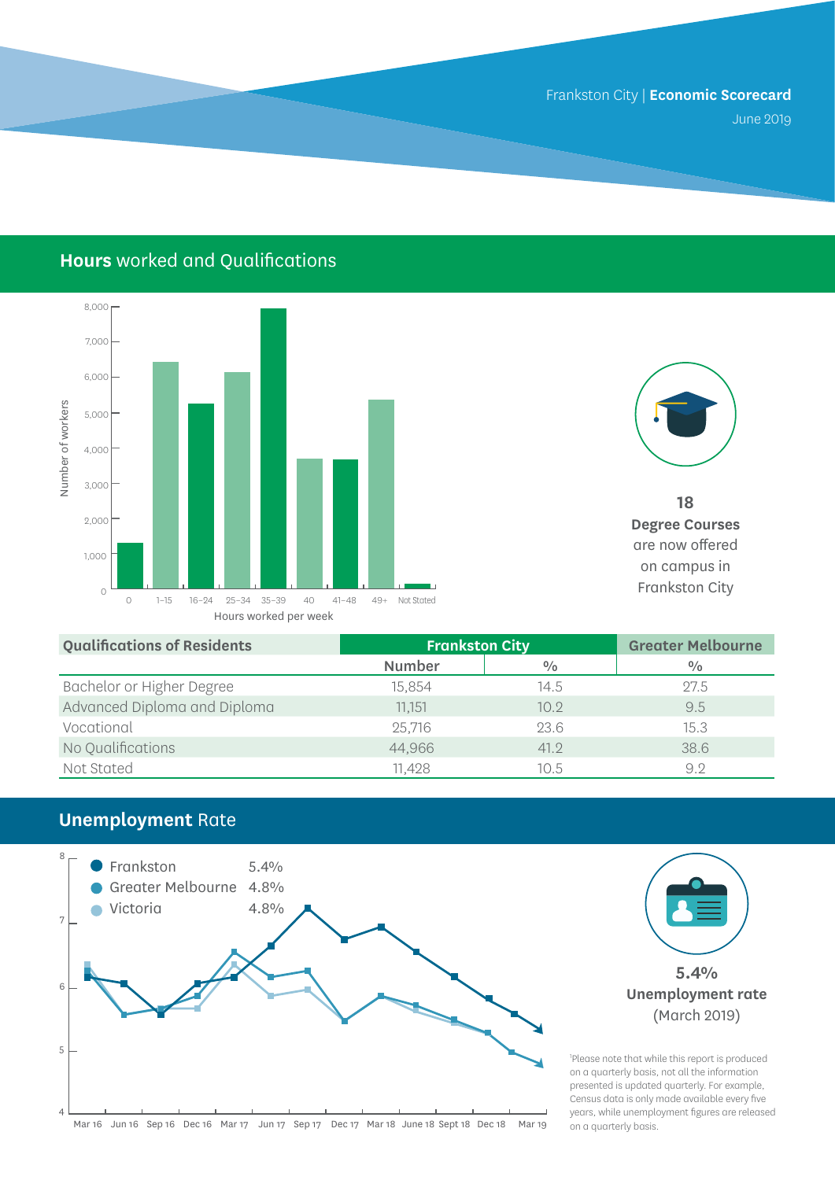Frankston City | **Economic Scorecard**
June 2019

## **Hours** worked and Qualifications

Number of workers

8,000
7,000
6,000
5,000
4,000
3,000
2,000
1,000
0

0 | 1–15 | 16–24 | 25–34 | 35–39 | 40 | 41–48 | 49+ | Not Stated

Hours worked per week

**18**
**Degree Courses**
are now offered
on campus in
Frankston City

| Qualifications of Residents | Frankston City | | Greater Melbourne |
|---|---|---|---|
| | Number | % | % |
| Bachelor or Higher Degree | 15,854 | 14.5 | 27.5 |
| Advanced Diploma and Diploma | 11,151 | 10.2 | 9.5 |
| Vocational | 25,716 | 23.6 | 15.3 |
| No Qualifications | 44,966 | 41.2 | 38.6 |
| Not Stated | 11,428 | 10.5 | 9.2 |

## **Unemployment** Rate

- Frankston 5.4%
- Greater Melbourne 4.8%
- Victoria 4.8%

Mar 16 | Jun 16 | Sep 16 | Dec 16 | Mar 17 | Jun 17 | Sep 17 | Dec 17 | Mar 18 | June 18 | Sept 18 | Dec 18 | Mar 19

**5.4%**
**Unemployment rate**
(March 2019)

[1]Please note that while this report is produced on a quarterly basis, not all the information presented is updated quarterly. For example, Census data is only made available every five years, while unemployment figures are released on a quarterly basis.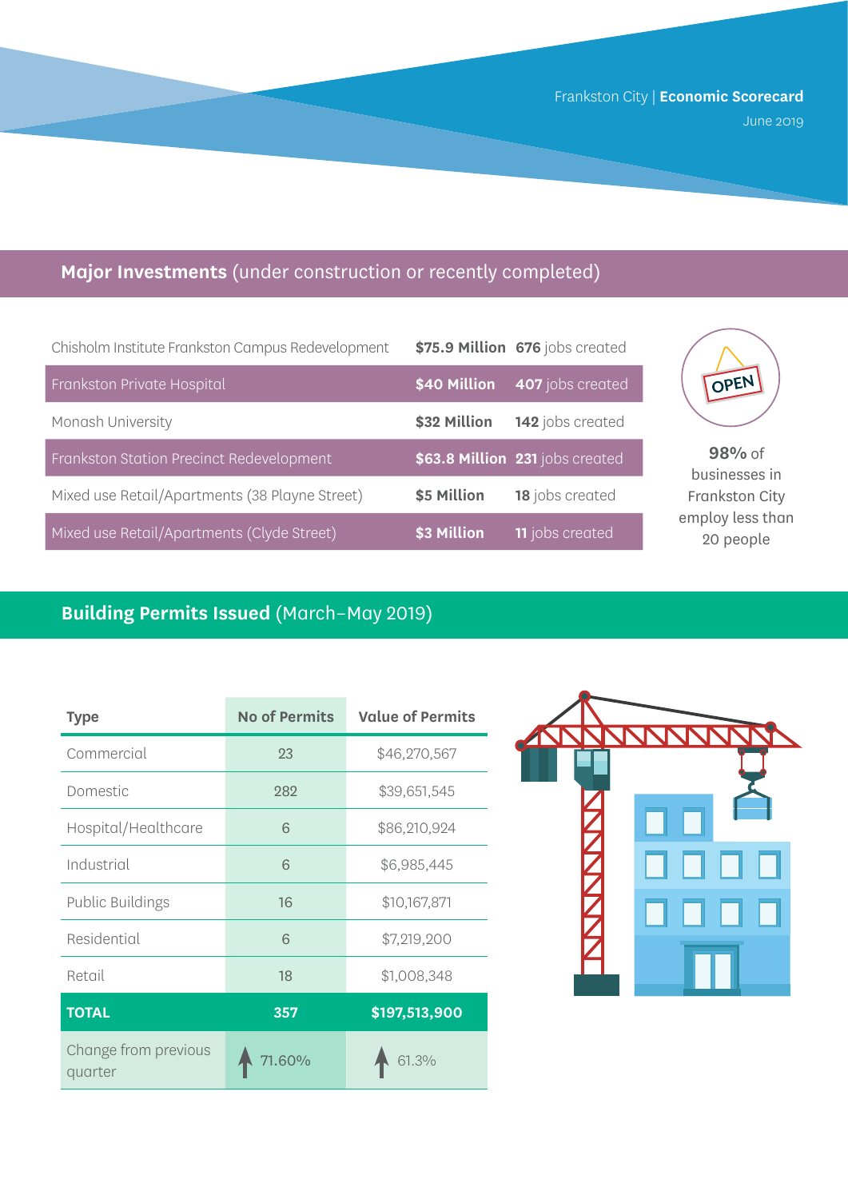Frankston City | **Economic Scorecard**
June 2019

## **Major Investments** (under construction or recently completed)

| Project | Investment | Jobs |
|---|---|---|
| Chisholm Institute Frankston Campus Redevelopment | **$75.9 Million** | **676** jobs created |
| Frankston Private Hospital | **$40 Million** | **407** jobs created |
| Monash University | **$32 Million** | **142** jobs created |
| Frankston Station Precinct Redevelopment | **$63.8 Million** | **231** jobs created |
| Mixed use Retail/Apartments (38 Playne Street) | **$5 Million** | **18** jobs created |
| Mixed use Retail/Apartments (Clyde Street) | **$3 Million** | **11** jobs created |

**98%** of businesses in Frankston City employ less than 20 people

## **Building Permits Issued** (March–May 2019)

| Type | No of Permits | Value of Permits |
|---|---|---|
| Commercial | 23 | $46,270,567 |
| Domestic | 282 | $39,651,545 |
| Hospital/Healthcare | 6 | $86,210,924 |
| Industrial | 6 | $6,985,445 |
| Public Buildings | 16 | $10,167,871 |
| Residential | 6 | $7,219,200 |
| Retail | 18 | $1,008,348 |
| **TOTAL** | **357** | **$197,513,900** |
| Change from previous quarter | ↑ 71.60% | ↑ 61.3% |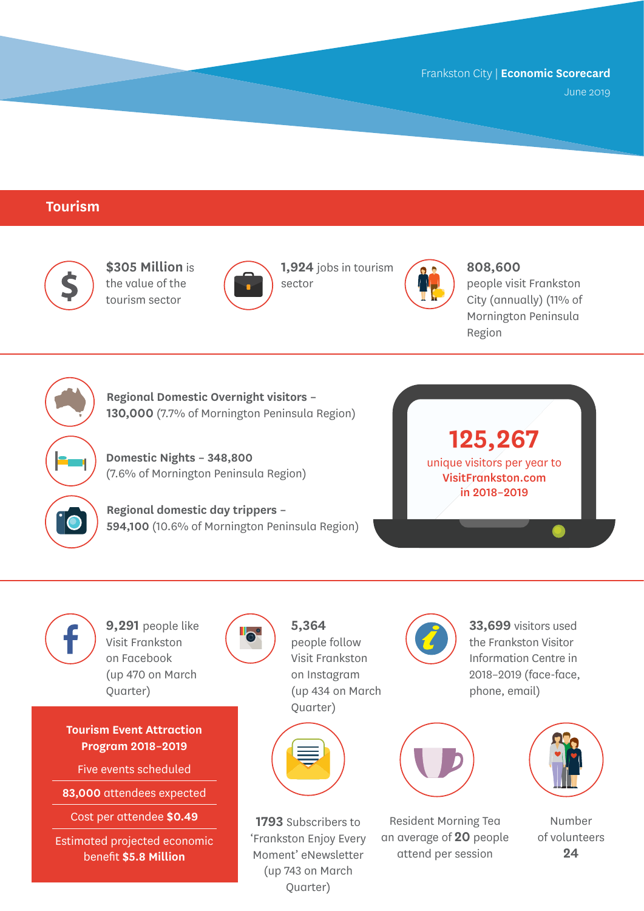Frankston City | **Economic Scorecard**
June 2019

## Tourism

**$305 Million** is the value of the tourism sector

**1,924** jobs in tourism sector

**808,600** people visit Frankston City (annually) (11% of Mornington Peninsula Region

**Regional Domestic Overnight visitors – 130,000** (7.7% of Mornington Peninsula Region)

**Domestic Nights – 348,800** (7.6% of Mornington Peninsula Region)

**Regional domestic day trippers – 594,100** (10.6% of Mornington Peninsula Region)

**125,267** unique visitors per year to **VisitFrankston.com in 2018–2019**

**9,291** people like Visit Frankston on Facebook (up 470 on March Quarter)

**5,364** people follow Visit Frankston on Instagram (up 434 on March Quarter)

**33,699** visitors used the Frankston Visitor Information Centre in 2018–2019 (face-face, phone, email)

**Tourism Event Attraction Program 2018–2019**

- Five events scheduled
- **83,000** attendees expected
- Cost per attendee **$0.49**
- Estimated projected economic benefit **$5.8 Million**

**1793** Subscribers to 'Frankston Enjoy Every Moment' eNewsletter (up 743 on March Quarter)

Resident Morning Tea an average of **20** people attend per session

Number of volunteers **24**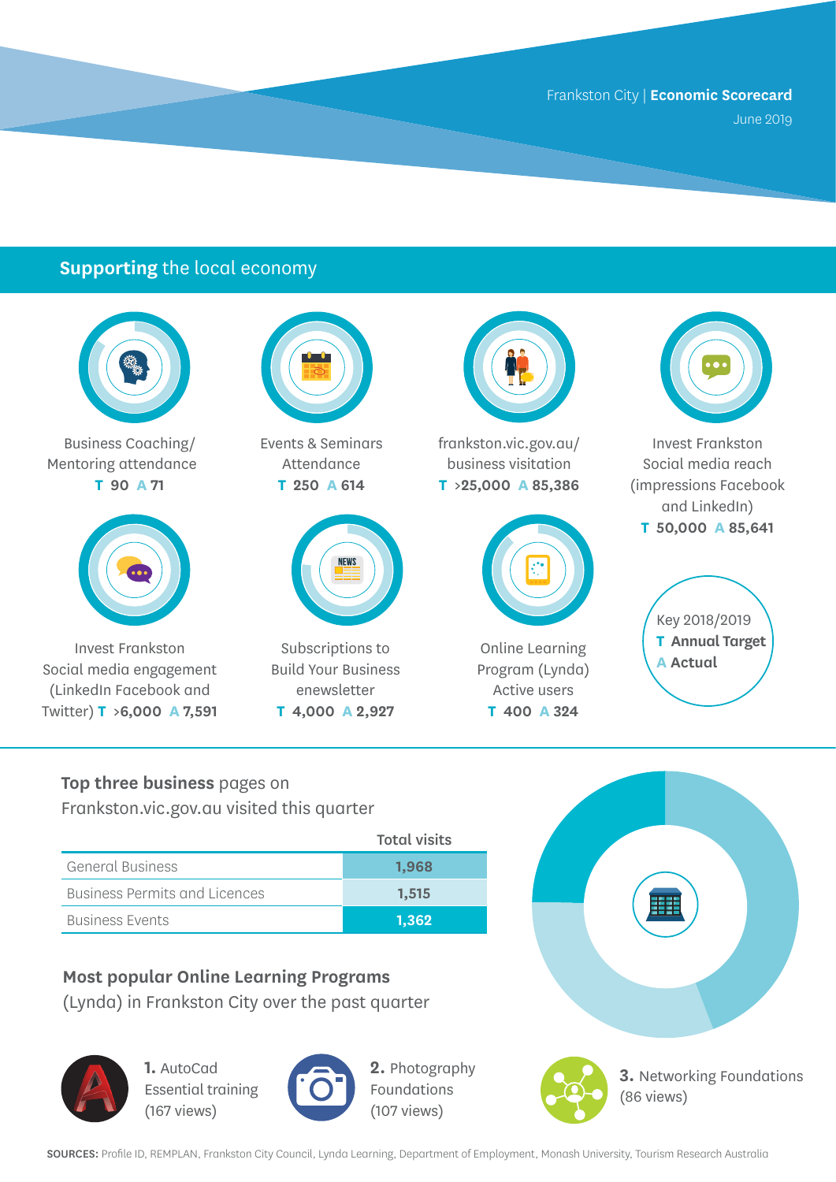Frankston City | **Economic Scorecard**
June 2019

## **Supporting** the local economy

Business Coaching/ Mentoring attendance
**T 90 A 71**

Events & Seminars Attendance
**T 250 A 614**

frankston.vic.gov.au/ business visitation
**T >25,000 A 85,386**

Invest Frankston Social media reach (impressions Facebook and LinkedIn)
**T 50,000 A 85,641**

Invest Frankston Social media engagement (LinkedIn Facebook and Twitter) **T >6,000 A 7,591**

Subscriptions to Build Your Business enewsletter
**T 4,000 A 2,927**

Online Learning Program (Lynda) Active users
**T 400 A 324**

Key 2018/2019
**T Annual Target**
**A Actual**

### **Top three business** pages on Frankston.vic.gov.au visited this quarter

| | Total visits |
|---|---|
| General Business | 1,968 |
| Business Permits and Licences | 1,515 |
| Business Events | 1,362 |

### **Most popular Online Learning Programs** (Lynda) in Frankston City over the past quarter

**1.** AutoCad Essential training (167 views)

**2.** Photography Foundations (107 views)

**3.** Networking Foundations (86 views)

**SOURCES:** Profile ID, REMPLAN, Frankston City Council, Lynda Learning, Department of Employment, Monash University, Tourism Research Australia